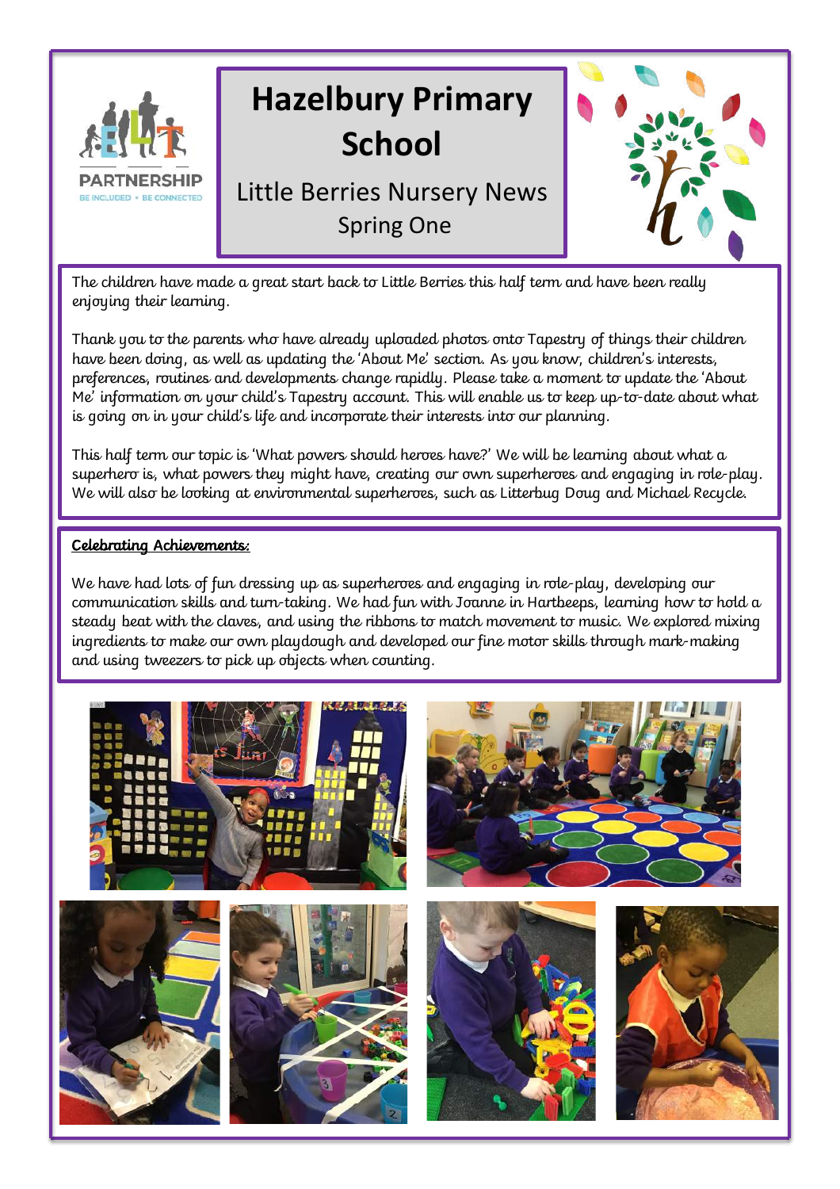# Hazelbury Primary School

## Little Berries Nursery News

Spring One

The children have made a great start back to Little Berries this half term and have been really enjoying their learning.

Thank you to the parents who have already uploaded photos onto Tapestry of things their children have been doing, as well as updating the 'About Me' section. As you know, children's interests, preferences, routines and developments change rapidly. Please take a moment to update the 'About Me' information on your child's Tapestry account. This will enable us to keep up-to-date about what is going on in your child's life and incorporate their interests into our planning.

This half term our topic is 'What powers should heroes have?' We will be learning about what a superhero is, what powers they might have, creating our own superheroes and engaging in role-play. We will also be looking at environmental superheroes, such as Litterbug Doug and Michael Recycle.

**Celebrating Achievements:**

We have had lots of fun dressing up as superheroes and engaging in role-play, developing our communication skills and turn-taking. We had fun with Joanne in Hartbeeps, learning how to hold a steady beat with the claves, and using the ribbons to match movement to music. We explored mixing ingredients to make our own playdough and developed our fine motor skills through mark-making and using tweezers to pick up objects when counting.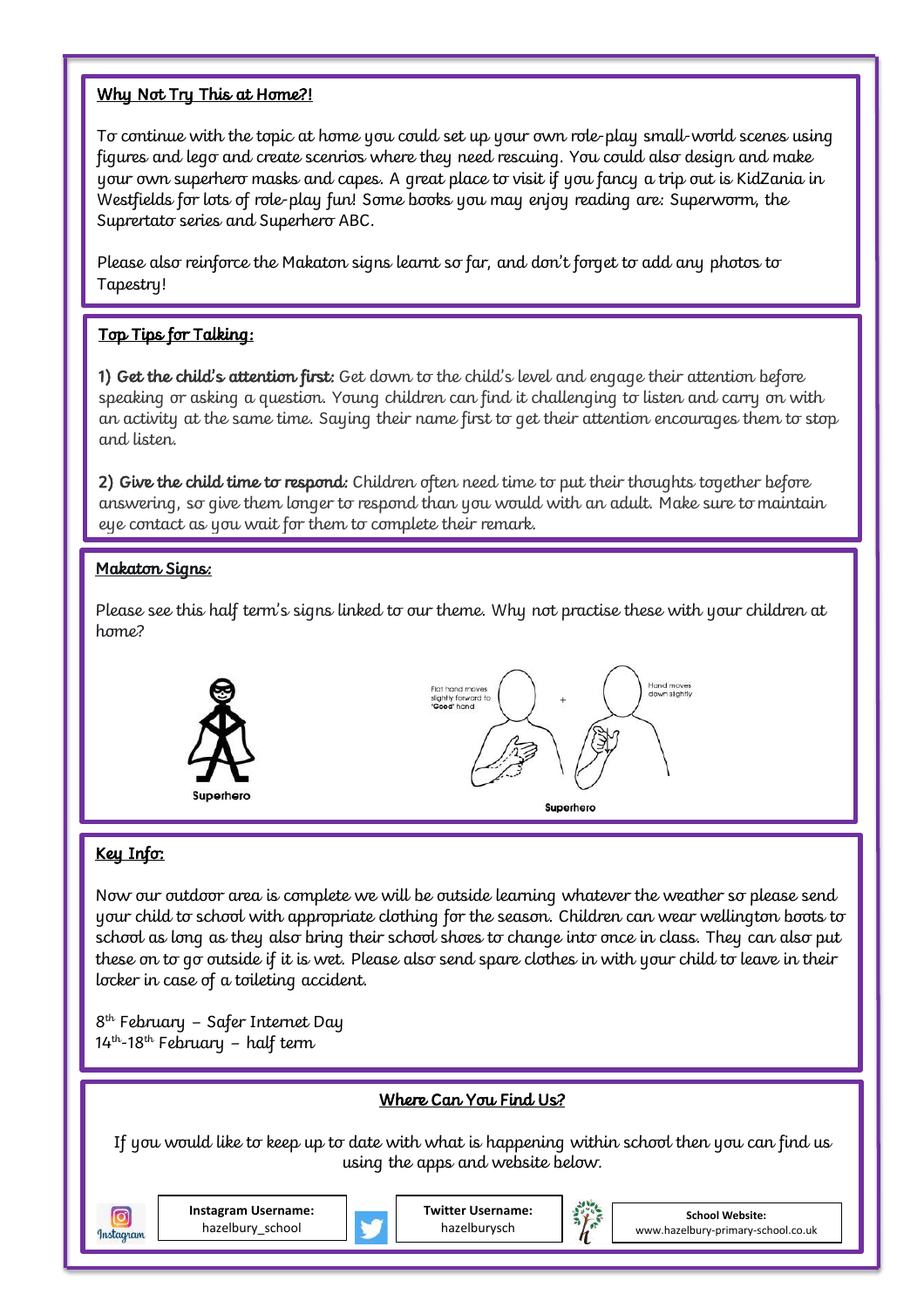## Why Not Try This at Home?!

To continue with the topic at home you could set up your own role-play small-world scenes using figures and lego and create scenrios where they need rescuing. You could also design and make your own superhero masks and capes. A great place to visit if you fancy a trip out is KidZania in Westfields for lots of role-play fun! Some books you may enjoy reading are: Superworm, the Suprertato series and Superhero ABC.

Please also reinforce the Makaton signs learnt so far, and don't forget to add any photos to Tapestry!

## Top Tips for Talking:

**1) Get the child's attention first:** Get down to the child's level and engage their attention before speaking or asking a question. Young children can find it challenging to listen and carry on with an activity at the same time. Saying their name first to get their attention encourages them to stop and listen.

**2) Give the child time to respond:** Children often need time to put their thoughts together before answering, so give them longer to respond than you would with an adult. Make sure to maintain eye contact as you wait for them to complete their remark.

## Makaton Signs:

Please see this half term's signs linked to our theme. Why not practise these with your children at home?

Superhero

Flat hand moves slightly forward to 'Good' hand

+

Hand moves down slightly

Superhero

## Key Info:

Now our outdoor area is complete we will be outside learning whatever the weather so please send your child to school with appropriate clothing for the season. Children can wear wellington boots to school as long as they also bring their school shoes to change into once in class. They can also put these on to go outside if it is wet. Please also send spare clothes in with your child to leave in their locker in case of a toileting accident.

8th February – Safer Internet Day
14th-18th February – half term

## Where Can You Find Us?

If you would like to keep up to date with what is happening within school then you can find us using the apps and website below.

**Instagram Username:** hazelbury_school

**Twitter Username:** hazelburysch

**School Website:** www.hazelbury-primary-school.co.uk